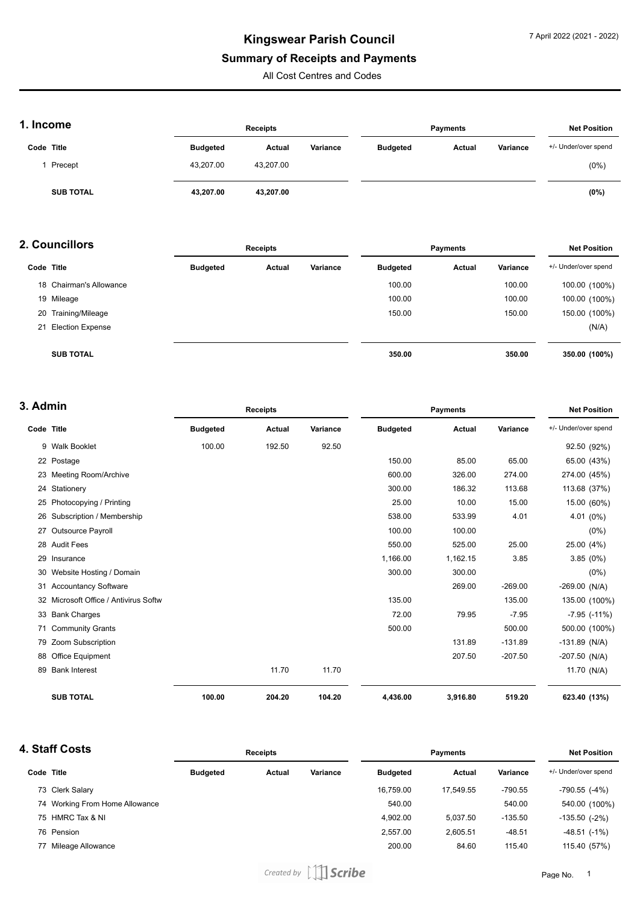# Kingswear Parish Council

## Summary of Receipts and Payments

All Cost Centres and Codes

7 April 2022 (2021 - 2022)

### 1. Income

| Code | Title | Receipts | | | Payments | | | Net Position |
|---|---|---|---|---|---|---|---|---|
| | | Budgeted | Actual | Variance | Budgeted | Actual | Variance | +/- Under/over spend |
| 1 | Precept | 43,207.00 | 43,207.00 | | | | | (0%) |
| | **SUB TOTAL** | **43,207.00** | **43,207.00** | | | | | **(0%)** |

### 2. Councillors

| Code | Title | Receipts | | | Payments | | | Net Position |
|---|---|---|---|---|---|---|---|---|
| | | Budgeted | Actual | Variance | Budgeted | Actual | Variance | +/- Under/over spend |
| 18 | Chairman's Allowance | | | | 100.00 | | 100.00 | 100.00 (100%) |
| 19 | Mileage | | | | 100.00 | | 100.00 | 100.00 (100%) |
| 20 | Training/Mileage | | | | 150.00 | | 150.00 | 150.00 (100%) |
| 21 | Election Expense | | | | | | | (N/A) |
| | **SUB TOTAL** | | | | **350.00** | | **350.00** | **350.00 (100%)** |

### 3. Admin

| Code | Title | Receipts | | | Payments | | | Net Position |
|---|---|---|---|---|---|---|---|---|
| | | Budgeted | Actual | Variance | Budgeted | Actual | Variance | +/- Under/over spend |
| 9 | Walk Booklet | 100.00 | 192.50 | 92.50 | | | | 92.50 (92%) |
| 22 | Postage | | | | 150.00 | 85.00 | 65.00 | 65.00 (43%) |
| 23 | Meeting Room/Archive | | | | 600.00 | 326.00 | 274.00 | 274.00 (45%) |
| 24 | Stationery | | | | 300.00 | 186.32 | 113.68 | 113.68 (37%) |
| 25 | Photocopying / Printing | | | | 25.00 | 10.00 | 15.00 | 15.00 (60%) |
| 26 | Subscription / Membership | | | | 538.00 | 533.99 | 4.01 | 4.01 (0%) |
| 27 | Outsource Payroll | | | | 100.00 | 100.00 | | (0%) |
| 28 | Audit Fees | | | | 550.00 | 525.00 | 25.00 | 25.00 (4%) |
| 29 | Insurance | | | | 1,166.00 | 1,162.15 | 3.85 | 3.85 (0%) |
| 30 | Website Hosting / Domain | | | | 300.00 | 300.00 | | (0%) |
| 31 | Accountancy Software | | | | | 269.00 | -269.00 | -269.00 (N/A) |
| 32 | Microsoft Office / Antivirus Softw | | | | 135.00 | | 135.00 | 135.00 (100%) |
| 33 | Bank Charges | | | | 72.00 | 79.95 | -7.95 | -7.95 (-11%) |
| 71 | Community Grants | | | | 500.00 | | 500.00 | 500.00 (100%) |
| 79 | Zoom Subscription | | | | | 131.89 | -131.89 | -131.89 (N/A) |
| 88 | Office Equipment | | | | | 207.50 | -207.50 | -207.50 (N/A) |
| 89 | Bank Interest | | 11.70 | 11.70 | | | | 11.70 (N/A) |
| | **SUB TOTAL** | **100.00** | **204.20** | **104.20** | **4,436.00** | **3,916.80** | **519.20** | **623.40 (13%)** |

### 4. Staff Costs

| Code | Title | Receipts | | | Payments | | | Net Position |
|---|---|---|---|---|---|---|---|---|
| | | Budgeted | Actual | Variance | Budgeted | Actual | Variance | +/- Under/over spend |
| 73 | Clerk Salary | | | | 16,759.00 | 17,549.55 | -790.55 | -790.55 (-4%) |
| 74 | Working From Home Allowance | | | | 540.00 | | 540.00 | 540.00 (100%) |
| 75 | HMRC Tax & NI | | | | 4,902.00 | 5,037.50 | -135.50 | -135.50 (-2%) |
| 76 | Pension | | | | 2,557.00 | 2,605.51 | -48.51 | -48.51 (-1%) |
| 77 | Mileage Allowance | | | | 200.00 | 84.60 | 115.40 | 115.40 (57%) |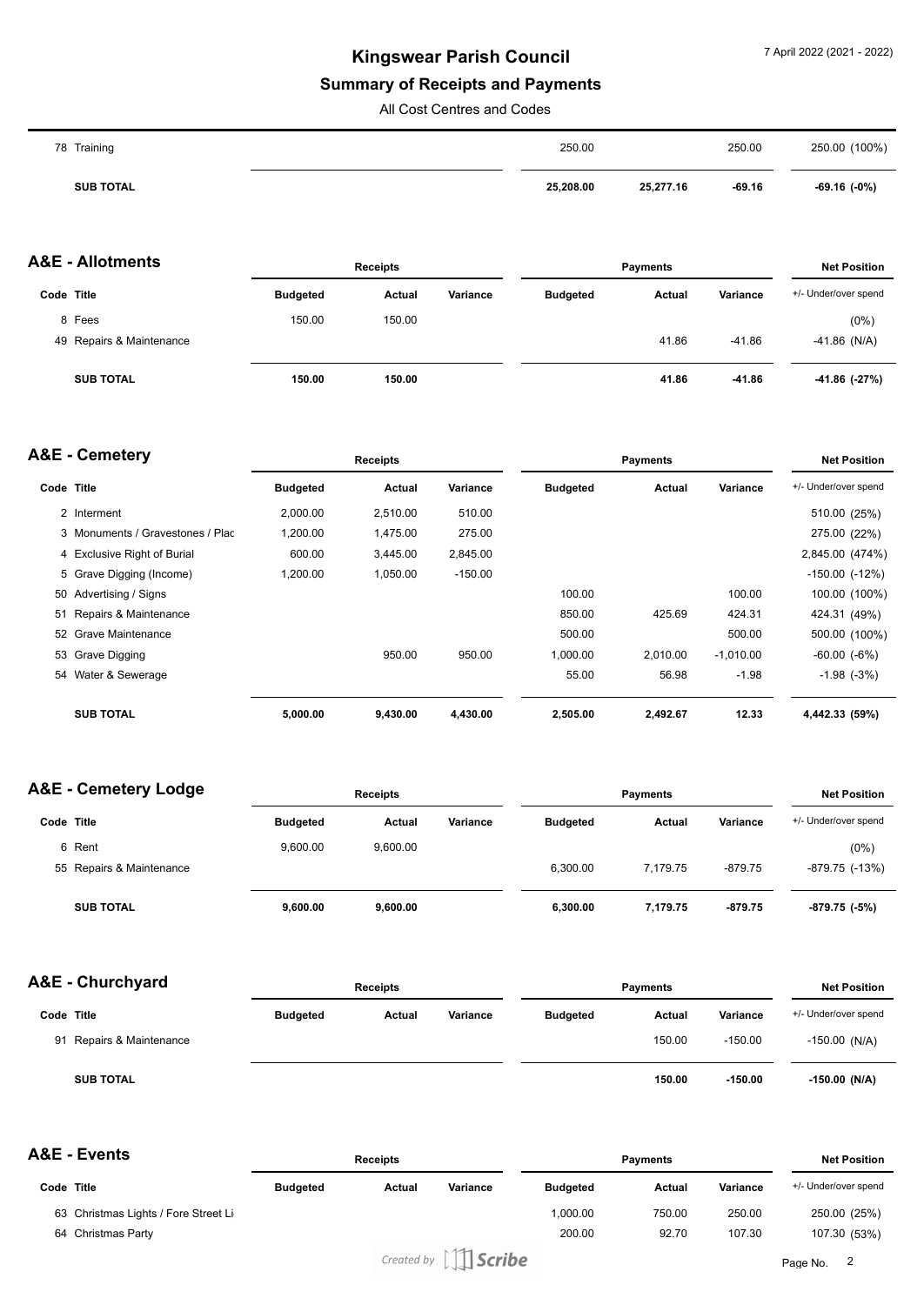| Code | Title | Budgeted | Actual | Variance | Budgeted | Actual | Variance | +/- Under/over spend |
|---|---|---|---|---|---|---|---|---|
| 78 | Training | | | | 250.00 | | 250.00 | 250.00 (100%) |
| | **SUB TOTAL** | | | | **25,208.00** | **25,277.16** | **-69.16** | **-69.16 (-0%)** |

## A&E - Allotments

| | | Receipts | | | Payments | | | Net Position |
|---|---|---|---|---|---|---|---|---|
| Code | Title | Budgeted | Actual | Variance | Budgeted | Actual | Variance | +/- Under/over spend |
| 8 | Fees | 150.00 | 150.00 | | | | | (0%) |
| 49 | Repairs & Maintenance | | | | | 41.86 | -41.86 | -41.86 (N/A) |
| | **SUB TOTAL** | **150.00** | **150.00** | | | **41.86** | **-41.86** | **-41.86 (-27%)** |

## A&E - Cemetery

| | | Receipts | | | Payments | | | Net Position |
|---|---|---|---|---|---|---|---|---|
| Code | Title | Budgeted | Actual | Variance | Budgeted | Actual | Variance | +/- Under/over spend |
| 2 | Interment | 2,000.00 | 2,510.00 | 510.00 | | | | 510.00 (25%) |
| 3 | Monuments / Gravestones / Plac | 1,200.00 | 1,475.00 | 275.00 | | | | 275.00 (22%) |
| 4 | Exclusive Right of Burial | 600.00 | 3,445.00 | 2,845.00 | | | | 2,845.00 (474%) |
| 5 | Grave Digging (Income) | 1,200.00 | 1,050.00 | -150.00 | | | | -150.00 (-12%) |
| 50 | Advertising / Signs | | | | 100.00 | | 100.00 | 100.00 (100%) |
| 51 | Repairs & Maintenance | | | | 850.00 | 425.69 | 424.31 | 424.31 (49%) |
| 52 | Grave Maintenance | | | | 500.00 | | 500.00 | 500.00 (100%) |
| 53 | Grave Digging | | 950.00 | 950.00 | 1,000.00 | 2,010.00 | -1,010.00 | -60.00 (-6%) |
| 54 | Water & Sewerage | | | | 55.00 | 56.98 | -1.98 | -1.98 (-3%) |
| | **SUB TOTAL** | **5,000.00** | **9,430.00** | **4,430.00** | **2,505.00** | **2,492.67** | **12.33** | **4,442.33 (59%)** |

## A&E - Cemetery Lodge

| | | Receipts | | | Payments | | | Net Position |
|---|---|---|---|---|---|---|---|---|
| Code | Title | Budgeted | Actual | Variance | Budgeted | Actual | Variance | +/- Under/over spend |
| 6 | Rent | 9,600.00 | 9,600.00 | | | | | (0%) |
| 55 | Repairs & Maintenance | | | | 6,300.00 | 7,179.75 | -879.75 | -879.75 (-13%) |
| | **SUB TOTAL** | **9,600.00** | **9,600.00** | | **6,300.00** | **7,179.75** | **-879.75** | **-879.75 (-5%)** |

## A&E - Churchyard

| | | Receipts | | | Payments | | | Net Position |
|---|---|---|---|---|---|---|---|---|
| Code | Title | Budgeted | Actual | Variance | Budgeted | Actual | Variance | +/- Under/over spend |
| 91 | Repairs & Maintenance | | | | | 150.00 | -150.00 | -150.00 (N/A) |
| | **SUB TOTAL** | | | | | **150.00** | **-150.00** | **-150.00 (N/A)** |

## A&E - Events

| | | Receipts | | | Payments | | | Net Position |
|---|---|---|---|---|---|---|---|---|
| Code | Title | Budgeted | Actual | Variance | Budgeted | Actual | Variance | +/- Under/over spend |
| 63 | Christmas Lights / Fore Street Li | | | | 1,000.00 | 750.00 | 250.00 | 250.00 (25%) |
| 64 | Christmas Party | | | | 200.00 | 92.70 | 107.30 | 107.30 (53%) |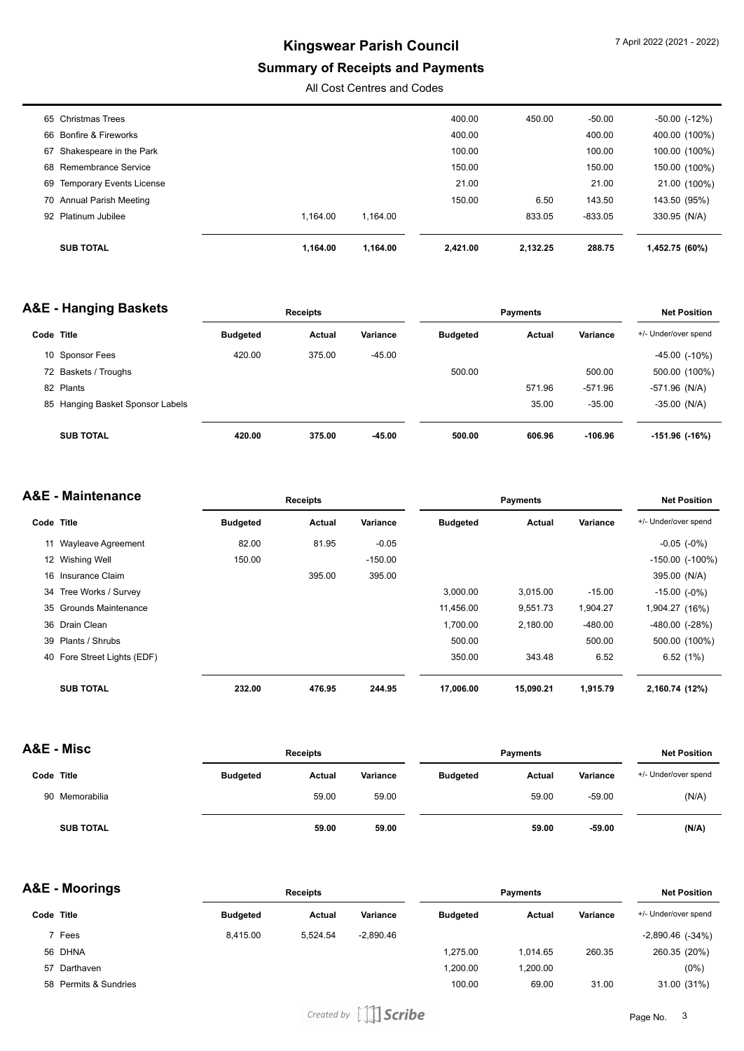# Kingswear Parish Council

## Summary of Receipts and Payments

All Cost Centres and Codes

| Code | Title | Receipts Budgeted | Receipts Actual | Receipts Variance | Payments Budgeted | Payments Actual | Payments Variance | Net Position +/- Under/over spend |
|---|---|---|---|---|---|---|---|---|
| 65 | Christmas Trees | | | | 400.00 | 450.00 | -50.00 | -50.00 (-12%) |
| 66 | Bonfire & Fireworks | | | | 400.00 | | 400.00 | 400.00 (100%) |
| 67 | Shakespeare in the Park | | | | 100.00 | | 100.00 | 100.00 (100%) |
| 68 | Remembrance Service | | | | 150.00 | | 150.00 | 150.00 (100%) |
| 69 | Temporary Events License | | | | 21.00 | | 21.00 | 21.00 (100%) |
| 70 | Annual Parish Meeting | | | | 150.00 | 6.50 | 143.50 | 143.50 (95%) |
| 92 | Platinum Jubilee | | 1,164.00 | 1,164.00 | | 833.05 | -833.05 | 330.95 (N/A) |
| | **SUB TOTAL** | | **1,164.00** | **1,164.00** | **2,421.00** | **2,132.25** | **288.75** | **1,452.75 (60%)** |

## A&E - Hanging Baskets

| Code | Title | Receipts | | | Payments | | | Net Position |
|---|---|---|---|---|---|---|---|---|
| | | Budgeted | Actual | Variance | Budgeted | Actual | Variance | +/- Under/over spend |
| 10 | Sponsor Fees | 420.00 | 375.00 | -45.00 | | | | -45.00 (-10%) |
| 72 | Baskets / Troughs | | | | 500.00 | | 500.00 | 500.00 (100%) |
| 82 | Plants | | | | | 571.96 | -571.96 | -571.96 (N/A) |
| 85 | Hanging Basket Sponsor Labels | | | | | 35.00 | -35.00 | -35.00 (N/A) |
| | **SUB TOTAL** | **420.00** | **375.00** | **-45.00** | **500.00** | **606.96** | **-106.96** | **-151.96 (-16%)** |

## A&E - Maintenance

| Code | Title | Receipts | | | Payments | | | Net Position |
|---|---|---|---|---|---|---|---|---|
| | | Budgeted | Actual | Variance | Budgeted | Actual | Variance | +/- Under/over spend |
| 11 | Wayleave Agreement | 82.00 | 81.95 | -0.05 | | | | -0.05 (-0%) |
| 12 | Wishing Well | 150.00 | | -150.00 | | | | -150.00 (-100%) |
| 16 | Insurance Claim | | 395.00 | 395.00 | | | | 395.00 (N/A) |
| 34 | Tree Works / Survey | | | | 3,000.00 | 3,015.00 | -15.00 | -15.00 (-0%) |
| 35 | Grounds Maintenance | | | | 11,456.00 | 9,551.73 | 1,904.27 | 1,904.27 (16%) |
| 36 | Drain Clean | | | | 1,700.00 | 2,180.00 | -480.00 | -480.00 (-28%) |
| 39 | Plants / Shrubs | | | | 500.00 | | 500.00 | 500.00 (100%) |
| 40 | Fore Street Lights (EDF) | | | | 350.00 | 343.48 | 6.52 | 6.52 (1%) |
| | **SUB TOTAL** | **232.00** | **476.95** | **244.95** | **17,006.00** | **15,090.21** | **1,915.79** | **2,160.74 (12%)** |

## A&E - Misc

| Code | Title | Receipts | | | Payments | | | Net Position |
|---|---|---|---|---|---|---|---|---|
| | | Budgeted | Actual | Variance | Budgeted | Actual | Variance | +/- Under/over spend |
| 90 | Memorabilia | | 59.00 | 59.00 | | 59.00 | -59.00 | (N/A) |
| | **SUB TOTAL** | | **59.00** | **59.00** | | **59.00** | **-59.00** | **(N/A)** |

## A&E - Moorings

| Code | Title | Receipts | | | Payments | | | Net Position |
|---|---|---|---|---|---|---|---|---|
| | | Budgeted | Actual | Variance | Budgeted | Actual | Variance | +/- Under/over spend |
| 7 | Fees | 8,415.00 | 5,524.54 | -2,890.46 | | | | -2,890.46 (-34%) |
| 56 | DHNA | | | | 1,275.00 | 1,014.65 | 260.35 | 260.35 (20%) |
| 57 | Darthaven | | | | 1,200.00 | 1,200.00 | | (0%) |
| 58 | Permits & Sundries | | | | 100.00 | 69.00 | 31.00 | 31.00 (31%) |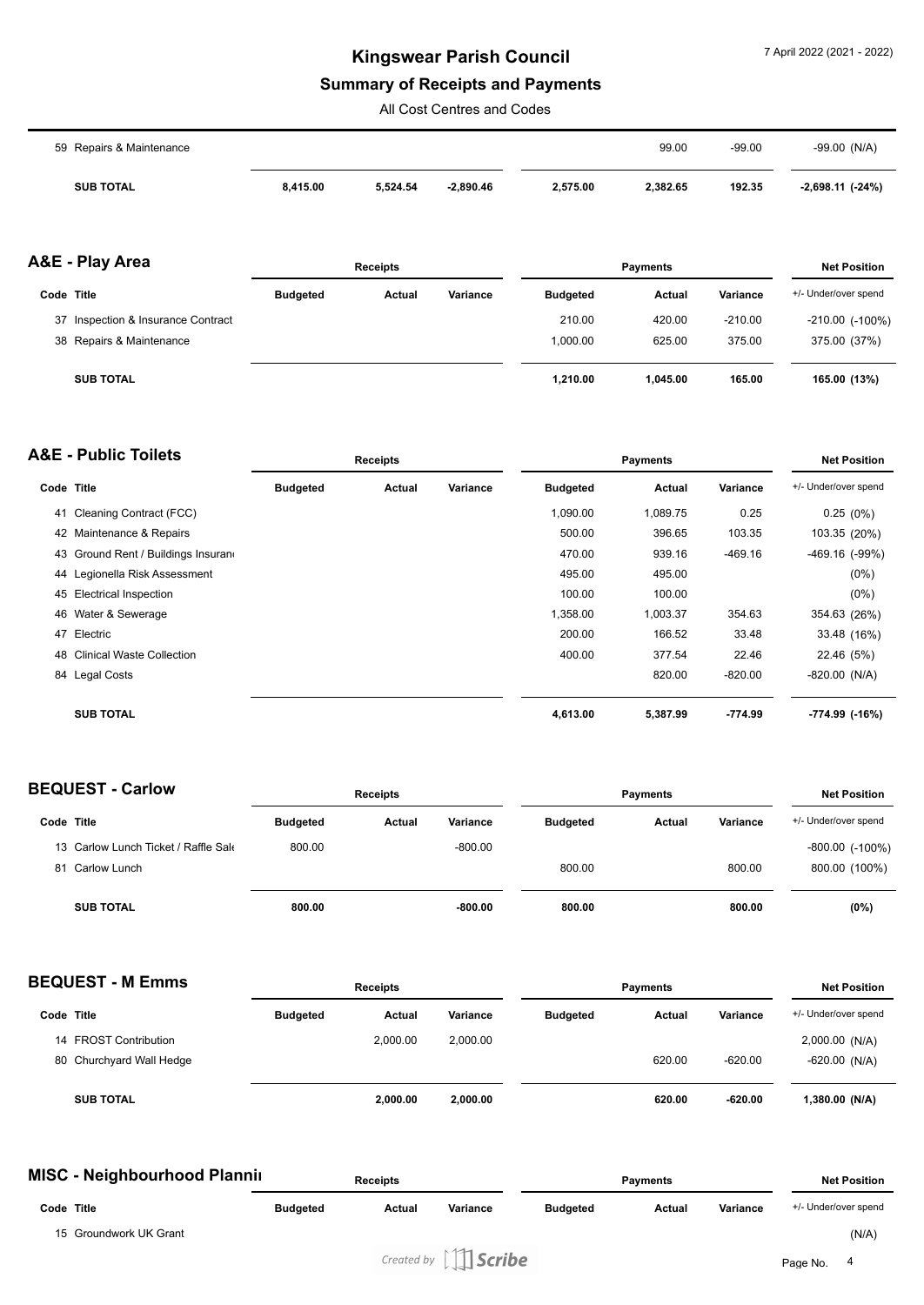# Kingswear Parish Council

## Summary of Receipts and Payments

All Cost Centres and Codes

| Code | Title | Receipts Budgeted | Receipts Actual | Receipts Variance | Payments Budgeted | Payments Actual | Payments Variance | Net Position +/- Under/over spend |
|---|---|---|---|---|---|---|---|---|
| 59 | Repairs & Maintenance | | | | | 99.00 | -99.00 | -99.00 (N/A) |
| | **SUB TOTAL** | **8,415.00** | **5,524.54** | **-2,890.46** | **2,575.00** | **2,382.65** | **192.35** | **-2,698.11 (-24%)** |

### A&E - Play Area

| Code | Title | Receipts | | | Payments | | | Net Position |
|---|---|---|---|---|---|---|---|---|
| | | Budgeted | Actual | Variance | Budgeted | Actual | Variance | +/- Under/over spend |
| 37 | Inspection & Insurance Contract | | | | 210.00 | 420.00 | -210.00 | -210.00 (-100%) |
| 38 | Repairs & Maintenance | | | | 1,000.00 | 625.00 | 375.00 | 375.00 (37%) |
| | **SUB TOTAL** | | | | **1,210.00** | **1,045.00** | **165.00** | **165.00 (13%)** |

### A&E - Public Toilets

| Code | Title | Receipts | | | Payments | | | Net Position |
|---|---|---|---|---|---|---|---|---|
| | | Budgeted | Actual | Variance | Budgeted | Actual | Variance | +/- Under/over spend |
| 41 | Cleaning Contract (FCC) | | | | 1,090.00 | 1,089.75 | 0.25 | 0.25 (0%) |
| 42 | Maintenance & Repairs | | | | 500.00 | 396.65 | 103.35 | 103.35 (20%) |
| 43 | Ground Rent / Buildings Insuranc | | | | 470.00 | 939.16 | -469.16 | -469.16 (-99%) |
| 44 | Legionella Risk Assessment | | | | 495.00 | 495.00 | | (0%) |
| 45 | Electrical Inspection | | | | 100.00 | 100.00 | | (0%) |
| 46 | Water & Sewerage | | | | 1,358.00 | 1,003.37 | 354.63 | 354.63 (26%) |
| 47 | Electric | | | | 200.00 | 166.52 | 33.48 | 33.48 (16%) |
| 48 | Clinical Waste Collection | | | | 400.00 | 377.54 | 22.46 | 22.46 (5%) |
| 84 | Legal Costs | | | | | 820.00 | -820.00 | -820.00 (N/A) |
| | **SUB TOTAL** | | | | **4,613.00** | **5,387.99** | **-774.99** | **-774.99 (-16%)** |

### BEQUEST - Carlow

| Code | Title | Receipts | | | Payments | | | Net Position |
|---|---|---|---|---|---|---|---|---|
| | | Budgeted | Actual | Variance | Budgeted | Actual | Variance | +/- Under/over spend |
| 13 | Carlow Lunch Ticket / Raffle Sale | 800.00 | | -800.00 | | | | -800.00 (-100%) |
| 81 | Carlow Lunch | | | | 800.00 | | 800.00 | 800.00 (100%) |
| | **SUB TOTAL** | **800.00** | | **-800.00** | **800.00** | | **800.00** | **(0%)** |

### BEQUEST - M Emms

| Code | Title | Receipts | | | Payments | | | Net Position |
|---|---|---|---|---|---|---|---|---|
| | | Budgeted | Actual | Variance | Budgeted | Actual | Variance | +/- Under/over spend |
| 14 | FROST Contribution | | 2,000.00 | 2,000.00 | | | | 2,000.00 (N/A) |
| 80 | Churchyard Wall Hedge | | | | | 620.00 | -620.00 | -620.00 (N/A) |
| | **SUB TOTAL** | | **2,000.00** | **2,000.00** | | **620.00** | **-620.00** | **1,380.00 (N/A)** |

### MISC - Neighbourhood Plannin

| Code | Title | Receipts | | | Payments | | | Net Position |
|---|---|---|---|---|---|---|---|---|
| | | Budgeted | Actual | Variance | Budgeted | Actual | Variance | +/- Under/over spend |
| 15 | Groundwork UK Grant | | | | | | | (N/A) |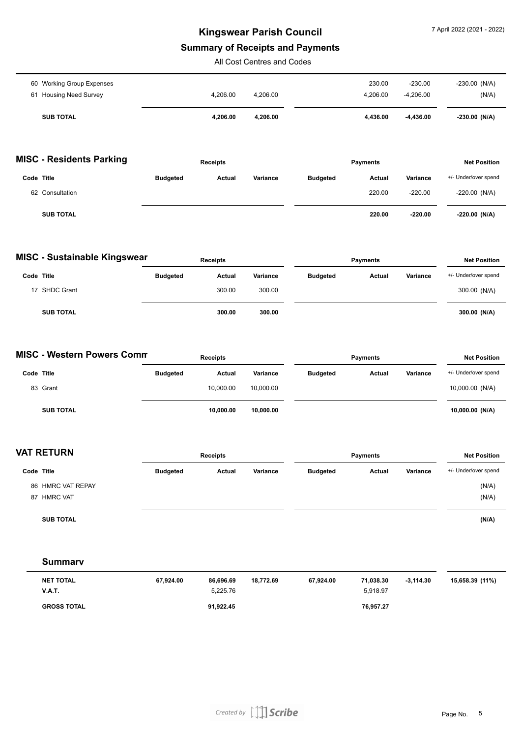| Code | Title | Budgeted | Actual | Variance | Budgeted | Actual | Variance | +/- Under/over spend |
|---|---|---|---|---|---|---|---|---|
| 60 | Working Group Expenses | | | | | 230.00 | -230.00 | -230.00 (N/A) |
| 61 | Housing Need Survey | | 4,206.00 | 4,206.00 | | 4,206.00 | -4,206.00 | (N/A) |
| | **SUB TOTAL** | | **4,206.00** | **4,206.00** | | **4,436.00** | **-4,436.00** | **-230.00 (N/A)** |

## MISC - Residents Parking

| | | Receipts | | | Payments | | | Net Position |
|---|---|---|---|---|---|---|---|---|
| **Code** | **Title** | **Budgeted** | **Actual** | **Variance** | **Budgeted** | **Actual** | **Variance** | +/- Under/over spend |
| 62 | Consultation | | | | | 220.00 | -220.00 | -220.00 (N/A) |
| | **SUB TOTAL** | | | | | **220.00** | **-220.00** | **-220.00 (N/A)** |

## MISC - Sustainable Kingswear

| | | Receipts | | | Payments | | | Net Position |
|---|---|---|---|---|---|---|---|---|
| **Code** | **Title** | **Budgeted** | **Actual** | **Variance** | **Budgeted** | **Actual** | **Variance** | +/- Under/over spend |
| 17 | SHDC Grant | | 300.00 | 300.00 | | | | 300.00 (N/A) |
| | **SUB TOTAL** | | **300.00** | **300.00** | | | | **300.00 (N/A)** |

## MISC - Western Powers Comm

| | | Receipts | | | Payments | | | Net Position |
|---|---|---|---|---|---|---|---|---|
| **Code** | **Title** | **Budgeted** | **Actual** | **Variance** | **Budgeted** | **Actual** | **Variance** | +/- Under/over spend |
| 83 | Grant | | 10,000.00 | 10,000.00 | | | | 10,000.00 (N/A) |
| | **SUB TOTAL** | | **10,000.00** | **10,000.00** | | | | **10,000.00 (N/A)** |

## VAT RETURN

| | | Receipts | | | Payments | | | Net Position |
|---|---|---|---|---|---|---|---|---|
| **Code** | **Title** | **Budgeted** | **Actual** | **Variance** | **Budgeted** | **Actual** | **Variance** | +/- Under/over spend |
| 86 | HMRC VAT REPAY | | | | | | | (N/A) |
| 87 | HMRC VAT | | | | | | | (N/A) |
| | **SUB TOTAL** | | | | | | | **(N/A)** |

### Summary

| | | | | | | | |
|---|---|---|---|---|---|---|---|
| **NET TOTAL** | **67,924.00** | **86,696.69** | **18,772.69** | **67,924.00** | **71,038.30** | **-3,114.30** | **15,658.39 (11%)** |
| **V.A.T.** | | 5,225.76 | | | 5,918.97 | | |
| **GROSS TOTAL** | | **91,922.45** | | | **76,957.27** | | |